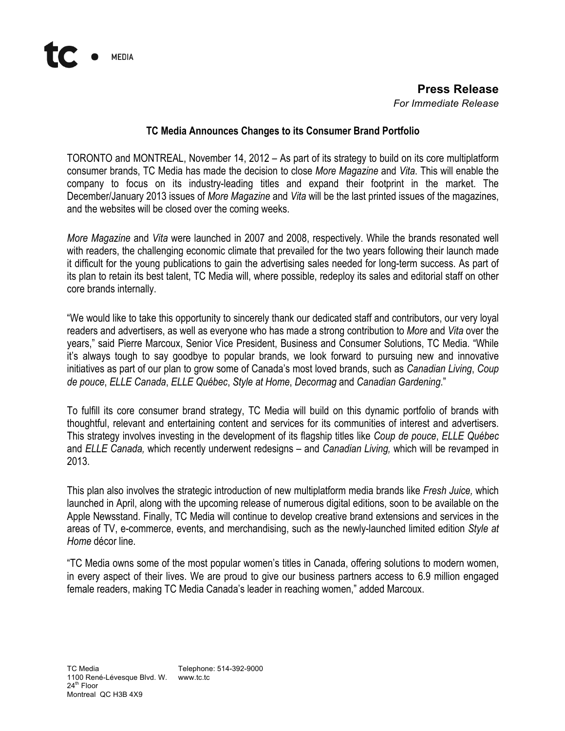tc • MEDIA

**Press Release**
*For Immediate Release*

## TC Media Announces Changes to its Consumer Brand Portfolio

TORONTO and MONTREAL, November 14, 2012 – As part of its strategy to build on its core multiplatform consumer brands, TC Media has made the decision to close *More Magazine* and *Vita*. This will enable the company to focus on its industry-leading titles and expand their footprint in the market. The December/January 2013 issues of *More Magazine* and *Vita* will be the last printed issues of the magazines, and the websites will be closed over the coming weeks.

*More Magazine* and *Vita* were launched in 2007 and 2008, respectively. While the brands resonated well with readers, the challenging economic climate that prevailed for the two years following their launch made it difficult for the young publications to gain the advertising sales needed for long-term success. As part of its plan to retain its best talent, TC Media will, where possible, redeploy its sales and editorial staff on other core brands internally.

"We would like to take this opportunity to sincerely thank our dedicated staff and contributors, our very loyal readers and advertisers, as well as everyone who has made a strong contribution to *More* and *Vita* over the years," said Pierre Marcoux, Senior Vice President, Business and Consumer Solutions, TC Media. "While it's always tough to say goodbye to popular brands, we look forward to pursuing new and innovative initiatives as part of our plan to grow some of Canada's most loved brands, such as *Canadian Living*, *Coup de pouce*, *ELLE Canada*, *ELLE Québec*, *Style at Home*, *Decormag* and *Canadian Gardening*."

To fulfill its core consumer brand strategy, TC Media will build on this dynamic portfolio of brands with thoughtful, relevant and entertaining content and services for its communities of interest and advertisers. This strategy involves investing in the development of its flagship titles like *Coup de pouce*, *ELLE Québec* and *ELLE Canada,* which recently underwent redesigns – and *Canadian Living,* which will be revamped in 2013.

This plan also involves the strategic introduction of new multiplatform media brands like *Fresh Juice,* which launched in April, along with the upcoming release of numerous digital editions, soon to be available on the Apple Newsstand. Finally, TC Media will continue to develop creative brand extensions and services in the areas of TV, e-commerce, events, and merchandising, such as the newly-launched limited edition *Style at Home* décor line.

"TC Media owns some of the most popular women's titles in Canada, offering solutions to modern women, in every aspect of their lives. We are proud to give our business partners access to 6.9 million engaged female readers, making TC Media Canada's leader in reaching women," added Marcoux.

TC Media
1100 René-Lévesque Blvd. W.
24th Floor
Montreal QC H3B 4X9

Telephone: 514-392-9000
www.tc.tc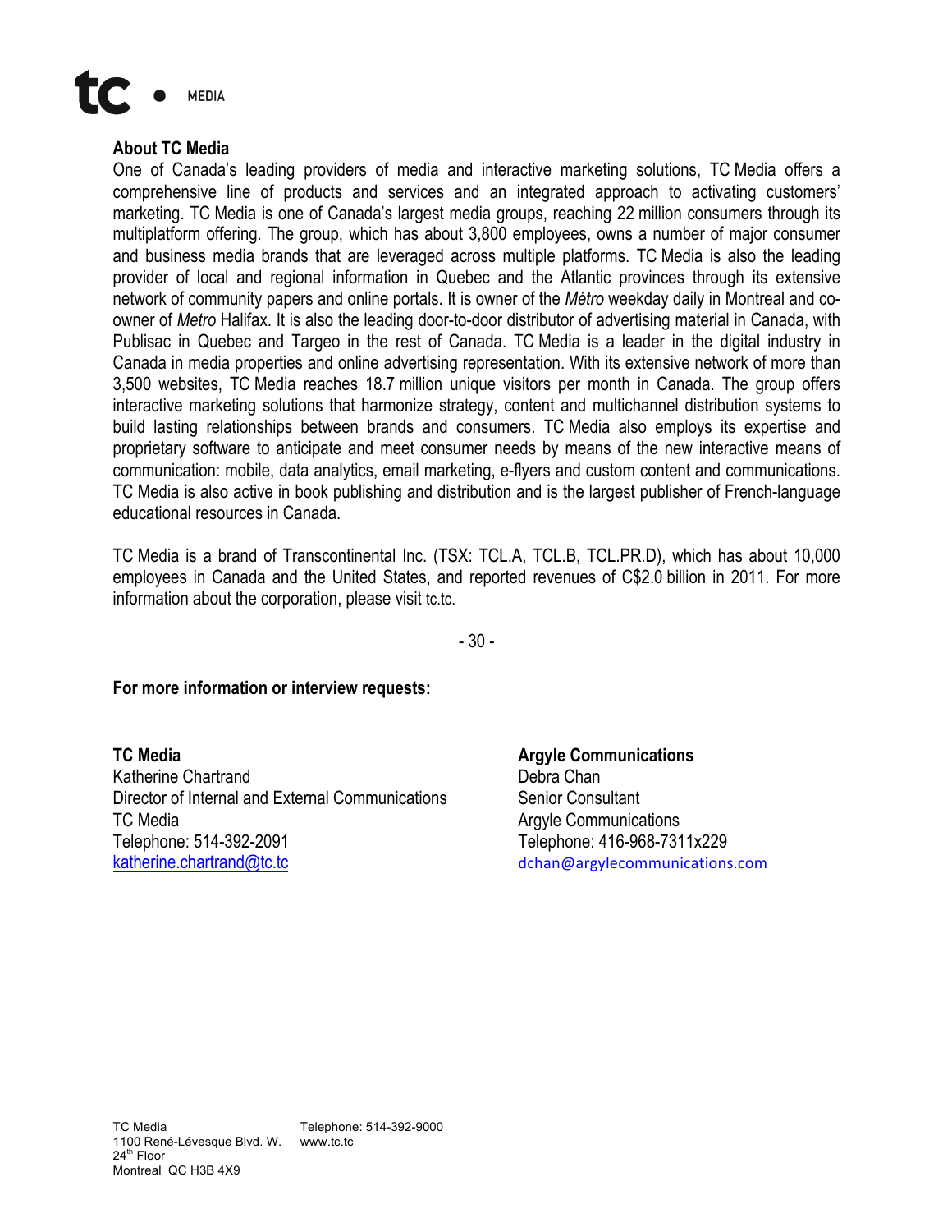tc • MEDIA

## About TC Media

One of Canada's leading providers of media and interactive marketing solutions, TC Media offers a comprehensive line of products and services and an integrated approach to activating customers' marketing. TC Media is one of Canada's largest media groups, reaching 22 million consumers through its multiplatform offering. The group, which has about 3,800 employees, owns a number of major consumer and business media brands that are leveraged across multiple platforms. TC Media is also the leading provider of local and regional information in Quebec and the Atlantic provinces through its extensive network of community papers and online portals. It is owner of the *Métro* weekday daily in Montreal and co-owner of *Metro* Halifax. It is also the leading door-to-door distributor of advertising material in Canada, with Publisac in Quebec and Targeo in the rest of Canada. TC Media is a leader in the digital industry in Canada in media properties and online advertising representation. With its extensive network of more than 3,500 websites, TC Media reaches 18.7 million unique visitors per month in Canada. The group offers interactive marketing solutions that harmonize strategy, content and multichannel distribution systems to build lasting relationships between brands and consumers. TC Media also employs its expertise and proprietary software to anticipate and meet consumer needs by means of the new interactive means of communication: mobile, data analytics, email marketing, e-flyers and custom content and communications. TC Media is also active in book publishing and distribution and is the largest publisher of French-language educational resources in Canada.

TC Media is a brand of Transcontinental Inc. (TSX: TCL.A, TCL.B, TCL.PR.D), which has about 10,000 employees in Canada and the United States, and reported revenues of C$2.0 billion in 2011. For more information about the corporation, please visit tc.tc.

- 30 -

**For more information or interview requests:**

**TC Media**
Katherine Chartrand
Director of Internal and External Communications
TC Media
Telephone: 514-392-2091
katherine.chartrand@tc.tc

**Argyle Communications**
Debra Chan
Senior Consultant
Argyle Communications
Telephone: 416-968-7311x229
dchan@argylecommunications.com

TC Media
1100 René-Lévesque Blvd. W.
24th Floor
Montreal QC H3B 4X9

Telephone: 514-392-9000
www.tc.tc